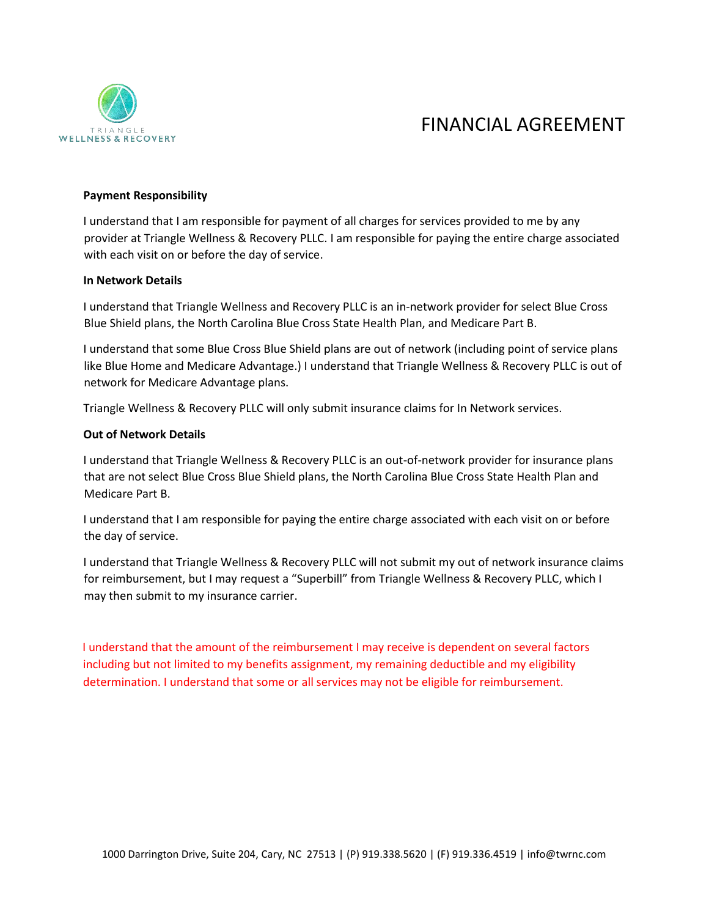TRIANGLE
WELLNESS & RECOVERY

# FINANCIAL AGREEMENT

**Payment Responsibility**

I understand that I am responsible for payment of all charges for services provided to me by any provider at Triangle Wellness & Recovery PLLC. I am responsible for paying the entire charge associated with each visit on or before the day of service.

**In Network Details**

I understand that Triangle Wellness and Recovery PLLC is an in-network provider for select Blue Cross Blue Shield plans, the North Carolina Blue Cross State Health Plan, and Medicare Part B.

I understand that some Blue Cross Blue Shield plans are out of network (including point of service plans like Blue Home and Medicare Advantage.) I understand that Triangle Wellness & Recovery PLLC is out of network for Medicare Advantage plans.

Triangle Wellness & Recovery PLLC will only submit insurance claims for In Network services.

**Out of Network Details**

I understand that Triangle Wellness & Recovery PLLC is an out-of-network provider for insurance plans that are not select Blue Cross Blue Shield plans, the North Carolina Blue Cross State Health Plan and Medicare Part B.

I understand that I am responsible for paying the entire charge associated with each visit on or before the day of service.

I understand that Triangle Wellness & Recovery PLLC will not submit my out of network insurance claims for reimbursement, but I may request a "Superbill" from Triangle Wellness & Recovery PLLC, which I may then submit to my insurance carrier.

I understand that the amount of the reimbursement I may receive is dependent on several factors including but not limited to my benefits assignment, my remaining deductible and my eligibility determination. I understand that some or all services may not be eligible for reimbursement.

1000 Darrington Drive, Suite 204, Cary, NC 27513 | (P) 919.338.5620 | (F) 919.336.4519 | info@twrnc.com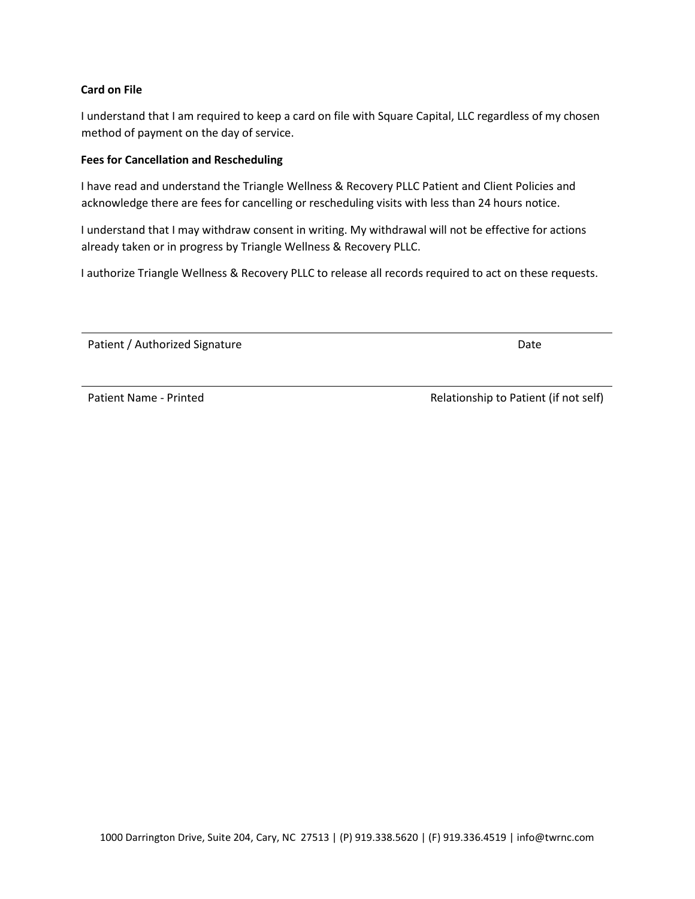**Card on File**

I understand that I am required to keep a card on file with Square Capital, LLC regardless of my chosen method of payment on the day of service.

**Fees for Cancellation and Rescheduling**

I have read and understand the Triangle Wellness & Recovery PLLC Patient and Client Policies and acknowledge there are fees for cancelling or rescheduling visits with less than 24 hours notice.

I understand that I may withdraw consent in writing. My withdrawal will not be effective for actions already taken or in progress by Triangle Wellness & Recovery PLLC.

I authorize Triangle Wellness & Recovery PLLC to release all records required to act on these requests.

_______________________________________________________________________________

Patient / Authorized Signature                                                                                          Date

_______________________________________________________________________________

Patient Name - Printed                                                                    Relationship to Patient (if not self)

1000 Darrington Drive, Suite 204, Cary, NC 27513 | (P) 919.338.5620 | (F) 919.336.4519 | info@twrnc.com